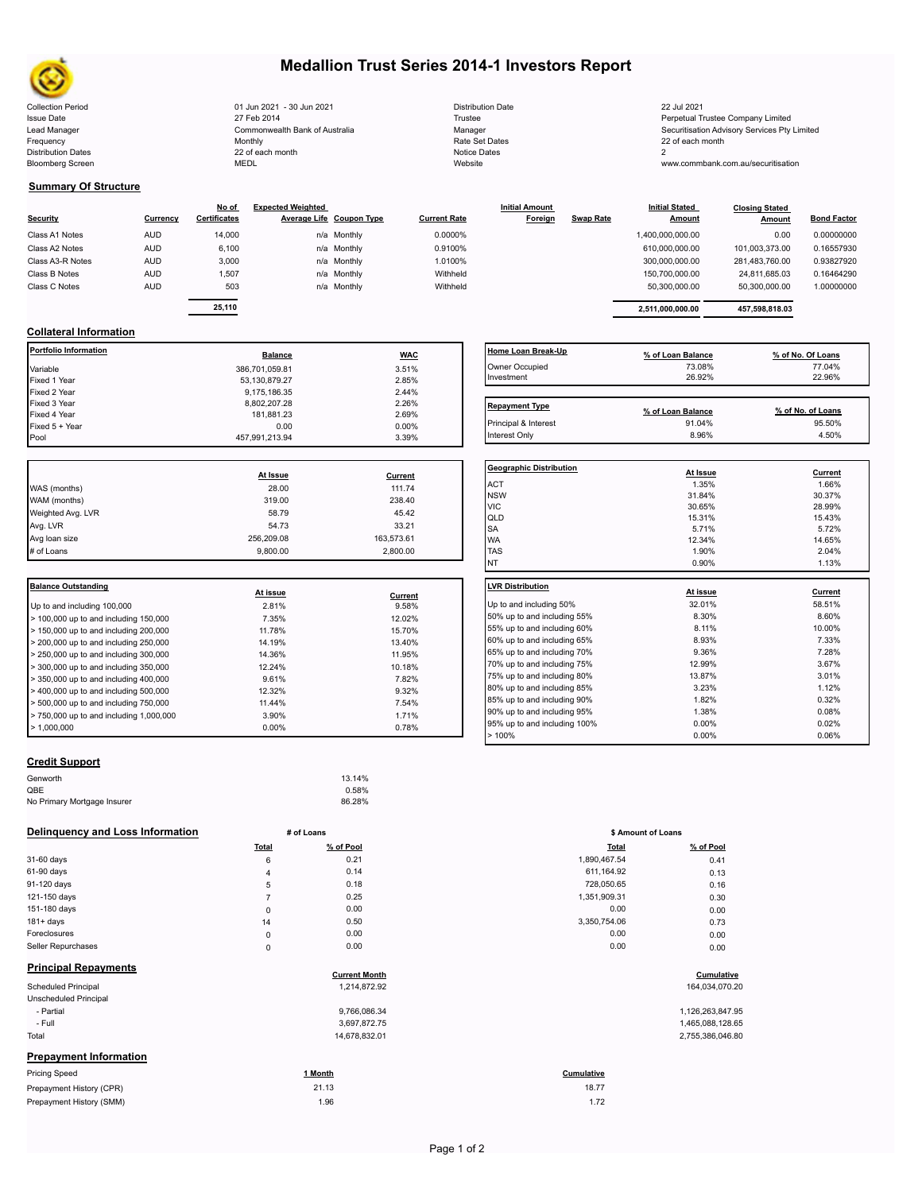# Medallion Trust Series 2014-1 Investors Report

| | | | |
|---|---|---|---|
| Collection Period | 01 Jun 2021 - 30 Jun 2021 | Distribution Date | 22 Jul 2021 |
| Issue Date | 27 Feb 2014 | Trustee | Perpetual Trustee Company Limited |
| Lead Manager | Commonwealth Bank of Australia | Manager | Securitisation Advisory Services Pty Limited |
| Frequency | Monthly | Rate Set Dates | 22 of each month |
| Distribution Dates | 22 of each month | Notice Dates | 2 |
| Bloomberg Screen | MEDL | Website | www.commbank.com.au/securitisation |

## Summary Of Structure

| Security | Currency | No of Certificates | Expected Weighted Average Life | Coupon Type | Current Rate | Initial Amount Foreign | Swap Rate | Initial Stated Amount | Closing Stated Amount | Bond Factor |
|---|---|---|---|---|---|---|---|---|---|---|
| Class A1 Notes | AUD | 14,000 | n/a | Monthly | 0.0000% | | | 1,400,000,000.00 | 0.00 | 0.00000000 |
| Class A2 Notes | AUD | 6,100 | n/a | Monthly | 0.9100% | | | 610,000,000.00 | 101,003,373.00 | 0.16557930 |
| Class A3-R Notes | AUD | 3,000 | n/a | Monthly | 1.0100% | | | 300,000,000.00 | 281,483,760.00 | 0.93827920 |
| Class B Notes | AUD | 1,507 | n/a | Monthly | Withheld | | | 150,700,000.00 | 24,811,685.03 | 0.16464290 |
| Class C Notes | AUD | 503 | n/a | Monthly | Withheld | | | 50,300,000.00 | 50,300,000.00 | 1.00000000 |
| | | 25,110 | | | | | | 2,511,000,000.00 | 457,598,818.03 | |

## Collateral Information

| Portfolio Information | Balance | WAC |
|---|---|---|
| Variable | 386,701,059.81 | 3.51% |
| Fixed 1 Year | 53,130,879.27 | 2.85% |
| Fixed 2 Year | 9,175,186.35 | 2.44% |
| Fixed 3 Year | 8,802,207.28 | 2.26% |
| Fixed 4 Year | 181,881.23 | 2.69% |
| Fixed 5 + Year | 0.00 | 0.00% |
| Pool | 457,991,213.94 | 3.39% |

| Home Loan Break-Up | % of Loan Balance | % of No. Of Loans |
|---|---|---|
| Owner Occupied | 73.08% | 77.04% |
| Investment | 26.92% | 22.96% |

| Repayment Type | % of Loan Balance | % of No. of Loans |
|---|---|---|
| Principal & Interest | 91.04% | 95.50% |
| Interest Only | 8.96% | 4.50% |

| | At Issue | Current |
|---|---|---|
| WAS (months) | 28.00 | 111.74 |
| WAM (months) | 319.00 | 238.40 |
| Weighted Avg. LVR | 58.79 | 45.42 |
| Avg. LVR | 54.73 | 33.21 |
| Avg loan size | 256,209.08 | 163,573.61 |
| # of Loans | 9,800.00 | 2,800.00 |

| Geographic Distribution | At Issue | Current |
|---|---|---|
| ACT | 1.35% | 1.66% |
| NSW | 31.84% | 30.37% |
| VIC | 30.65% | 28.99% |
| QLD | 15.31% | 15.43% |
| SA | 5.71% | 5.72% |
| WA | 12.34% | 14.65% |
| TAS | 1.90% | 2.04% |
| NT | 0.90% | 1.13% |

| Balance Outstanding | At issue | Current |
|---|---|---|
| Up to and including 100,000 | 2.81% | 9.58% |
| > 100,000 up to and including 150,000 | 7.35% | 12.02% |
| > 150,000 up to and including 200,000 | 11.78% | 15.70% |
| > 200,000 up to and including 250,000 | 14.19% | 13.40% |
| > 250,000 up to and including 300,000 | 14.36% | 11.95% |
| > 300,000 up to and including 350,000 | 12.24% | 10.18% |
| > 350,000 up to and including 400,000 | 9.61% | 7.82% |
| > 400,000 up to and including 500,000 | 12.32% | 9.32% |
| > 500,000 up to and including 750,000 | 11.44% | 7.54% |
| > 750,000 up to and including 1,000,000 | 3.90% | 1.71% |
| > 1,000,000 | 0.00% | 0.78% |

| LVR Distribution | At issue | Current |
|---|---|---|
| Up to and including 50% | 32.01% | 58.51% |
| 50% up to and including 55% | 8.30% | 8.60% |
| 55% up to and including 60% | 8.11% | 10.00% |
| 60% up to and including 65% | 8.93% | 7.33% |
| 65% up to and including 70% | 9.36% | 7.28% |
| 70% up to and including 75% | 12.99% | 3.67% |
| 75% up to and including 80% | 13.87% | 3.01% |
| 80% up to and including 85% | 3.23% | 1.12% |
| 85% up to and including 90% | 1.82% | 0.32% |
| 90% up to and including 95% | 1.38% | 0.08% |
| 95% up to and including 100% | 0.00% | 0.02% |
| > 100% | 0.00% | 0.06% |

## Credit Support

| | |
|---|---|
| Genworth | 13.14% |
| QBE | 0.58% |
| No Primary Mortgage Insurer | 86.28% |

## Delinquency and Loss Information

| | # of Loans | | $ Amount of Loans | |
|---|---|---|---|---|
| | Total | % of Pool | Total | % of Pool |
| 31-60 days | 6 | 0.21 | 1,890,467.54 | 0.41 |
| 61-90 days | 4 | 0.14 | 611,164.92 | 0.13 |
| 91-120 days | 5 | 0.18 | 728,050.65 | 0.16 |
| 121-150 days | 7 | 0.25 | 1,351,909.31 | 0.30 |
| 151-180 days | 0 | 0.00 | 0.00 | 0.00 |
| 181+ days | 14 | 0.50 | 3,350,754.06 | 0.73 |
| Foreclosures | 0 | 0.00 | 0.00 | 0.00 |
| Seller Repurchases | 0 | 0.00 | 0.00 | 0.00 |

## Principal Repayments

| | Current Month | Cumulative |
|---|---|---|
| Scheduled Principal | 1,214,872.92 | 164,034,070.20 |
| Unscheduled Principal | | |
| - Partial | 9,766,086.34 | 1,126,263,847.95 |
| - Full | 3,697,872.75 | 1,465,088,128.65 |
| Total | 14,678,832.01 | 2,755,386,046.80 |

## Prepayment Information

| Pricing Speed | 1 Month | Cumulative |
|---|---|---|
| Prepayment History (CPR) | 21.13 | 18.77 |
| Prepayment History (SMM) | 1.96 | 1.72 |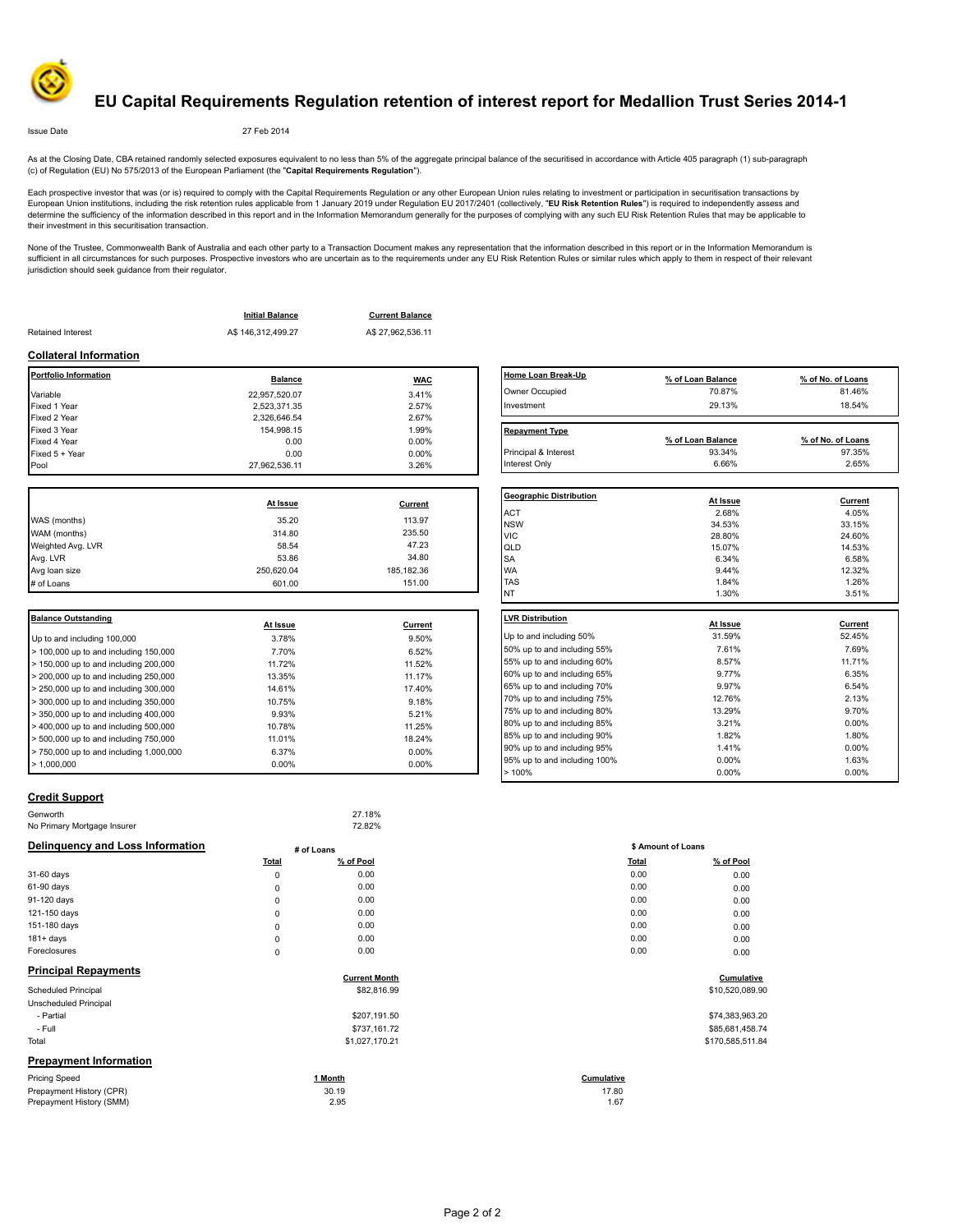# EU Capital Requirements Regulation retention of interest report for Medallion Trust Series 2014-1

Issue Date 27 Feb 2014

As at the Closing Date, CBA retained randomly selected exposures equivalent to no less than 5% of the aggregate principal balance of the securitised in accordance with Article 405 paragraph (1) sub-paragraph (c) of Regulation (EU) No 575/2013 of the European Parliament (the "**Capital Requirements Regulation**").

Each prospective investor that was (or is) required to comply with the Capital Requirements Regulation or any other European Union rules relating to investment or participation in securitisation transactions by European Union institutions, including the risk retention rules applicable from 1 January 2019 under Regulation EU 2017/2401 (collectively, "**EU Risk Retention Rules**") is required to independently assess and determine the sufficiency of the information described in this report and in the Information Memorandum generally for the purposes of complying with any such EU Risk Retention Rules that may be applicable to their investment in this securitisation transaction.

None of the Trustee, Commonwealth Bank of Australia and each other party to a Transaction Document makes any representation that the information described in this report or in the Information Memorandum is sufficient in all circumstances for such purposes. Prospective investors who are uncertain as to the requirements under any EU Risk Retention Rules or similar rules which apply to them in respect of their relevant jurisdiction should seek guidance from their regulator.

| | Initial Balance | Current Balance |
|---|---|---|
| Retained Interest | A$ 146,312,499.27 | A$ 27,962,536.11 |

## Collateral Information

| Portfolio Information | Balance | WAC |
|---|---|---|
| Variable | 22,957,520.07 | 3.41% |
| Fixed 1 Year | 2,523,371.35 | 2.57% |
| Fixed 2 Year | 2,326,646.54 | 2.67% |
| Fixed 3 Year | 154,998.15 | 1.99% |
| Fixed 4 Year | 0.00 | 0.00% |
| Fixed 5 + Year | 0.00 | 0.00% |
| Pool | 27,962,536.11 | 3.26% |

| | At Issue | Current |
|---|---|---|
| WAS (months) | 35.20 | 113.97 |
| WAM (months) | 314.80 | 235.50 |
| Weighted Avg. LVR | 58.54 | 47.23 |
| Avg. LVR | 53.86 | 34.80 |
| Avg loan size | 250,620.04 | 185,182.36 |
| # of Loans | 601.00 | 151.00 |

| Balance Outstanding | At Issue | Current |
|---|---|---|
| Up to and including 100,000 | 3.78% | 9.50% |
| > 100,000 up to and including 150,000 | 7.70% | 6.52% |
| > 150,000 up to and including 200,000 | 11.72% | 11.52% |
| > 200,000 up to and including 250,000 | 13.35% | 11.17% |
| > 250,000 up to and including 300,000 | 14.61% | 17.40% |
| > 300,000 up to and including 350,000 | 10.75% | 9.18% |
| > 350,000 up to and including 400,000 | 9.93% | 5.21% |
| > 400,000 up to and including 500,000 | 10.78% | 11.25% |
| > 500,000 up to and including 750,000 | 11.01% | 18.24% |
| > 750,000 up to and including 1,000,000 | 6.37% | 0.00% |
| > 1,000,000 | 0.00% | 0.00% |

| Home Loan Break-Up | % of Loan Balance | % of No. of Loans |
|---|---|---|
| Owner Occupied | 70.87% | 81.46% |
| Investment | 29.13% | 18.54% |

| Repayment Type | % of Loan Balance | % of No. of Loans |
|---|---|---|
| Principal & Interest | 93.34% | 97.35% |
| Interest Only | 6.66% | 2.65% |

| Geographic Distribution | At Issue | Current |
|---|---|---|
| ACT | 2.68% | 4.05% |
| NSW | 34.53% | 33.15% |
| VIC | 28.80% | 24.60% |
| QLD | 15.07% | 14.53% |
| SA | 6.34% | 6.58% |
| WA | 9.44% | 12.32% |
| TAS | 1.84% | 1.26% |
| NT | 1.30% | 3.51% |

| LVR Distribution | At Issue | Current |
|---|---|---|
| Up to and including 50% | 31.59% | 52.45% |
| 50% up to and including 55% | 7.61% | 7.69% |
| 55% up to and including 60% | 8.57% | 11.71% |
| 60% up to and including 65% | 9.77% | 6.35% |
| 65% up to and including 70% | 9.97% | 6.54% |
| 70% up to and including 75% | 12.76% | 2.13% |
| 75% up to and including 80% | 13.29% | 9.70% |
| 80% up to and including 85% | 3.21% | 0.00% |
| 85% up to and including 90% | 1.82% | 1.80% |
| 90% up to and including 95% | 1.41% | 0.00% |
| 95% up to and including 100% | 0.00% | 1.63% |
| > 100% | 0.00% | 0.00% |

## Credit Support

| | |
|---|---|
| Genworth | 27.18% |
| No Primary Mortgage Insurer | 72.82% |

## Delinquency and Loss Information

| | # of Loans | | $ Amount of Loans | |
|---|---|---|---|---|
| | Total | % of Pool | Total | % of Pool |
| 31-60 days | 0 | 0.00 | 0.00 | 0.00 |
| 61-90 days | 0 | 0.00 | 0.00 | 0.00 |
| 91-120 days | 0 | 0.00 | 0.00 | 0.00 |
| 121-150 days | 0 | 0.00 | 0.00 | 0.00 |
| 151-180 days | 0 | 0.00 | 0.00 | 0.00 |
| 181+ days | 0 | 0.00 | 0.00 | 0.00 |
| Foreclosures | 0 | 0.00 | 0.00 | 0.00 |

## Principal Repayments

| | Current Month | Cumulative |
|---|---|---|
| Scheduled Principal | $82,816.99 | $10,520,089.90 |
| Unscheduled Principal | | |
| - Partial | $207,191.50 | $74,383,963.20 |
| - Full | $737,161.72 | $85,681,458.74 |
| Total | $1,027,170.21 | $170,585,511.84 |

## Prepayment Information

| Pricing Speed | 1 Month | Cumulative |
|---|---|---|
| Prepayment History (CPR) | 30.19 | 17.80 |
| Prepayment History (SMM) | 2.95 | 1.67 |